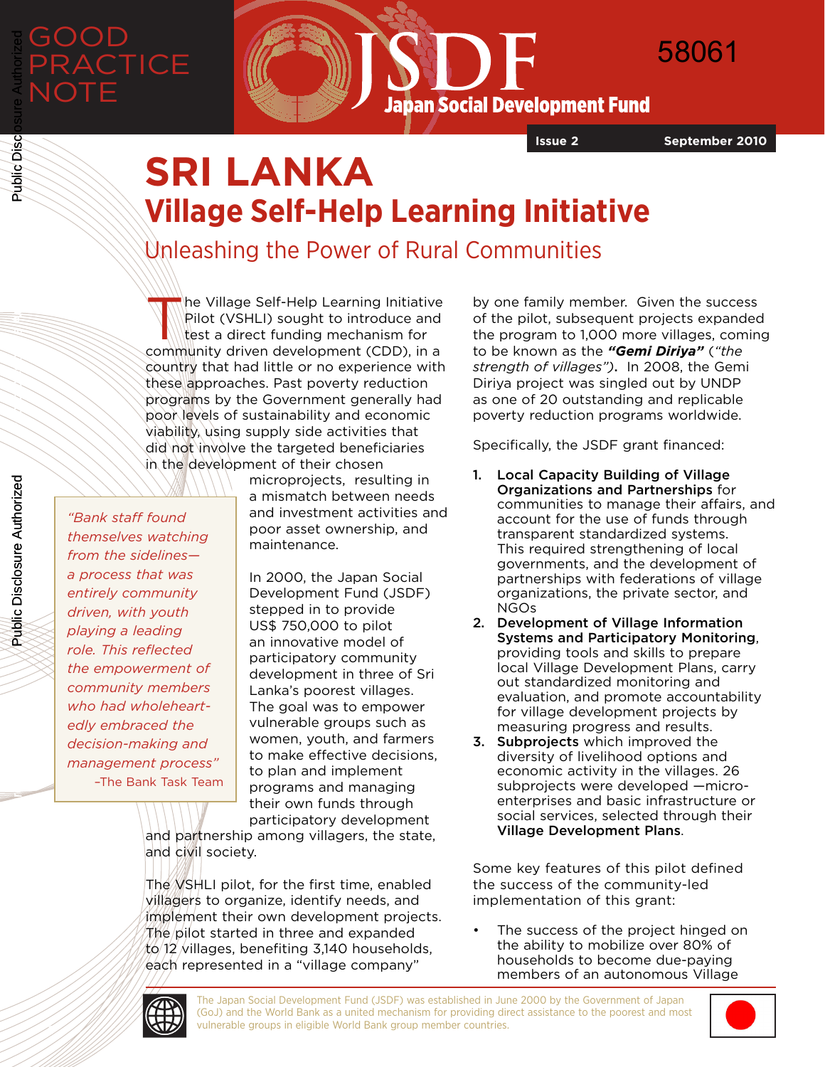GOOD PRACTICE NOTE

JSDF Japan Social Development Fund

58061

Issue 2 September 2010

# SRI LANKA

## Village Self-Help Learning Initiative

### Unleashing the Power of Rural Communities

The Village Self-Help Learning Initiative Pilot (VSHLI) sought to introduce and test a direct funding mechanism for community driven development (CDD), in a country that had little or no experience with these approaches. Past poverty reduction programs by the Government generally had poor levels of sustainability and economic viability, using supply side activities that did not involve the targeted beneficiaries in the development of their chosen microprojects, resulting in a mismatch between needs and investment activities and poor asset ownership, and maintenance.

> *"Bank staff found themselves watching from the sidelines—a process that was entirely community driven, with youth playing a leading role. This reflected the empowerment of community members who had wholeheartedly embraced the decision-making and management process"*
>
> –The Bank Task Team

In 2000, the Japan Social Development Fund (JSDF) stepped in to provide US$ 750,000 to pilot an innovative model of participatory community development in three of Sri Lanka's poorest villages. The goal was to empower vulnerable groups such as women, youth, and farmers to make effective decisions, to plan and implement programs and managing their own funds through participatory development and partnership among villagers, the state, and civil society.

The VSHLI pilot, for the first time, enabled villagers to organize, identify needs, and implement their own development projects. The pilot started in three and expanded to 12 villages, benefiting 3,140 households, each represented in a "village company" by one family member. Given the success of the pilot, subsequent projects expanded the program to 1,000 more villages, coming to be known as the ***"Gemi Diriya"*** (*"the strength of villages"*). In 2008, the Gemi Diriya project was singled out by UNDP as one of 20 outstanding and replicable poverty reduction programs worldwide.

Specifically, the JSDF grant financed:

1. **Local Capacity Building of Village Organizations and Partnerships** for communities to manage their affairs, and account for the use of funds through transparent standardized systems. This required strengthening of local governments, and the development of partnerships with federations of village organizations, the private sector, and NGOs
2. **Development of Village Information Systems and Participatory Monitoring**, providing tools and skills to prepare local Village Development Plans, carry out standardized monitoring and evaluation, and promote accountability for village development projects by measuring progress and results.
3. **Subprojects** which improved the diversity of livelihood options and economic activity in the villages. 26 subprojects were developed —micro-enterprises and basic infrastructure or social services, selected through their **Village Development Plans**.

Some key features of this pilot defined the success of the community-led implementation of this grant:

- The success of the project hinged on the ability to mobilize over 80% of households to become due-paying members of an autonomous Village

The Japan Social Development Fund (JSDF) was established in June 2000 by the Government of Japan (GoJ) and the World Bank as a united mechanism for providing direct assistance to the poorest and most vulnerable groups in eligible World Bank group member countries.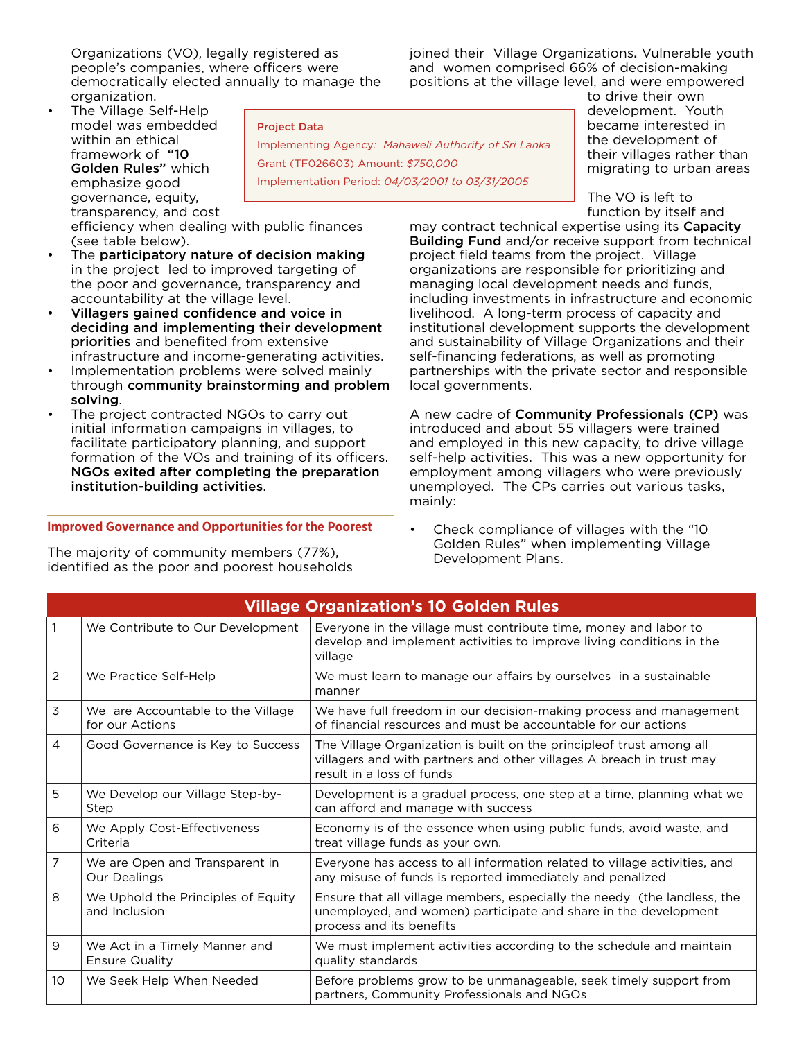Organizations (VO), legally registered as people's companies, where officers were democratically elected annually to manage the organization.

- The Village Self-Help model was embedded within an ethical framework of **"10 Golden Rules"** which emphasize good governance, equity, transparency, and cost efficiency when dealing with public finances (see table below).
- The **participatory nature of decision making** in the project led to improved targeting of the poor and governance, transparency and accountability at the village level.
- **Villagers gained confidence and voice in deciding and implementing their development priorities** and benefited from extensive infrastructure and income-generating activities.
- Implementation problems were solved mainly through **community brainstorming and problem solving**.
- The project contracted NGOs to carry out initial information campaigns in villages, to facilitate participatory planning, and support formation of the VOs and training of its officers. **NGOs exited after completing the preparation institution-building activities**.

**Project Data**

Implementing Agency: *Mahaweli Authority of Sri Lanka*

Grant (TF026603) Amount: *$750,000*

Implementation Period: *04/03/2001 to 03/31/2005*

### Improved Governance and Opportunities for the Poorest

The majority of community members (77%), identified as the poor and poorest households joined their Village Organizations**.** Vulnerable youth and women comprised 66% of decision-making positions at the village level, and were empowered to drive their own development. Youth became interested in the development of their villages rather than migrating to urban areas

The VO is left to function by itself and may contract technical expertise using its **Capacity Building Fund** and/or receive support from technical project field teams from the project. Village organizations are responsible for prioritizing and managing local development needs and funds, including investments in infrastructure and economic livelihood. A long-term process of capacity and institutional development supports the development and sustainability of Village Organizations and their self-financing federations, as well as promoting partnerships with the private sector and responsible local governments.

A new cadre of **Community Professionals (CP)** was introduced and about 55 villagers were trained and employed in this new capacity, to drive village self-help activities. This was a new opportunity for employment among villagers who were previously unemployed. The CPs carries out various tasks, mainly:

- Check compliance of villages with the "10 Golden Rules" when implementing Village Development Plans.

| Village Organization's 10 Golden Rules | | |
|---|---|---|
| 1 | We Contribute to Our Development | Everyone in the village must contribute time, money and labor to develop and implement activities to improve living conditions in the village |
| 2 | We Practice Self-Help | We must learn to manage our affairs by ourselves in a sustainable manner |
| 3 | We are Accountable to the Village for our Actions | We have full freedom in our decision-making process and management of financial resources and must be accountable for our actions |
| 4 | Good Governance is Key to Success | The Village Organization is built on the principleof trust among all villagers and with partners and other villages A breach in trust may result in a loss of funds |
| 5 | We Develop our Village Step-by-Step | Development is a gradual process, one step at a time, planning what we can afford and manage with success |
| 6 | We Apply Cost-Effectiveness Criteria | Economy is of the essence when using public funds, avoid waste, and treat village funds as your own. |
| 7 | We are Open and Transparent in Our Dealings | Everyone has access to all information related to village activities, and any misuse of funds is reported immediately and penalized |
| 8 | We Uphold the Principles of Equity and Inclusion | Ensure that all village members, especially the needy (the landless, the unemployed, and women) participate and share in the development process and its benefits |
| 9 | We Act in a Timely Manner and Ensure Quality | We must implement activities according to the schedule and maintain quality standards |
| 10 | We Seek Help When Needed | Before problems grow to be unmanageable, seek timely support from partners, Community Professionals and NGOs |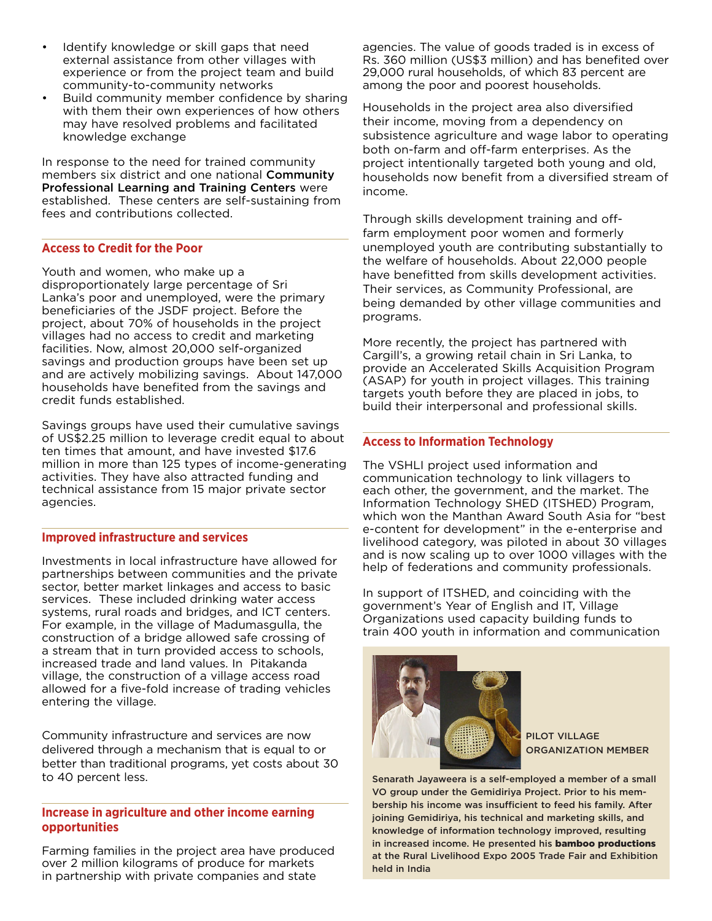- Identify knowledge or skill gaps that need external assistance from other villages with experience or from the project team and build community-to-community networks
- Build community member confidence by sharing with them their own experiences of how others may have resolved problems and facilitated knowledge exchange

In response to the need for trained community members six district and one national **Community Professional Learning and Training Centers** were established. These centers are self-sustaining from fees and contributions collected.

## Access to Credit for the Poor

Youth and women, who make up a disproportionately large percentage of Sri Lanka's poor and unemployed, were the primary beneficiaries of the JSDF project. Before the project, about 70% of households in the project villages had no access to credit and marketing facilities. Now, almost 20,000 self-organized savings and production groups have been set up and are actively mobilizing savings. About 147,000 households have benefited from the savings and credit funds established.

Savings groups have used their cumulative savings of US$2.25 million to leverage credit equal to about ten times that amount, and have invested $17.6 million in more than 125 types of income-generating activities. They have also attracted funding and technical assistance from 15 major private sector agencies.

## Improved infrastructure and services

Investments in local infrastructure have allowed for partnerships between communities and the private sector, better market linkages and access to basic services. These included drinking water access systems, rural roads and bridges, and ICT centers. For example, in the village of Madumasgulla, the construction of a bridge allowed safe crossing of a stream that in turn provided access to schools, increased trade and land values. In Pitakanda village, the construction of a village access road allowed for a five-fold increase of trading vehicles entering the village.

Community infrastructure and services are now delivered through a mechanism that is equal to or better than traditional programs, yet costs about 30 to 40 percent less.

## Increase in agriculture and other income earning opportunities

Farming families in the project area have produced over 2 million kilograms of produce for markets in partnership with private companies and state agencies. The value of goods traded is in excess of Rs. 360 million (US$3 million) and has benefited over 29,000 rural households, of which 83 percent are among the poor and poorest households.

Households in the project area also diversified their income, moving from a dependency on subsistence agriculture and wage labor to operating both on-farm and off-farm enterprises. As the project intentionally targeted both young and old, households now benefit from a diversified stream of income.

Through skills development training and off-farm employment poor women and formerly unemployed youth are contributing substantially to the welfare of households. About 22,000 people have benefitted from skills development activities. Their services, as Community Professional, are being demanded by other village communities and programs.

More recently, the project has partnered with Cargill's, a growing retail chain in Sri Lanka, to provide an Accelerated Skills Acquisition Program (ASAP) for youth in project villages. This training targets youth before they are placed in jobs, to build their interpersonal and professional skills.

## Access to Information Technology

The VSHLI project used information and communication technology to link villagers to each other, the government, and the market. The Information Technology SHED (ITSHED) Program, which won the Manthan Award South Asia for "best e-content for development" in the e-enterprise and livelihood category, was piloted in about 30 villages and is now scaling up to over 1000 villages with the help of federations and community professionals.

In support of ITSHED, and coinciding with the government's Year of English and IT, Village Organizations used capacity building funds to train 400 youth in information and communication

PILOT VILLAGE ORGANIZATION MEMBER

**Senarath Jayaweera is a self-employed a member of a small VO group under the Gemidiriya Project. Prior to his membership his income was insufficient to feed his family. After joining Gemidiriya, his technical and marketing skills, and knowledge of information technology improved, resulting in increased income. He presented his bamboo productions at the Rural Livelihood Expo 2005 Trade Fair and Exhibition held in India**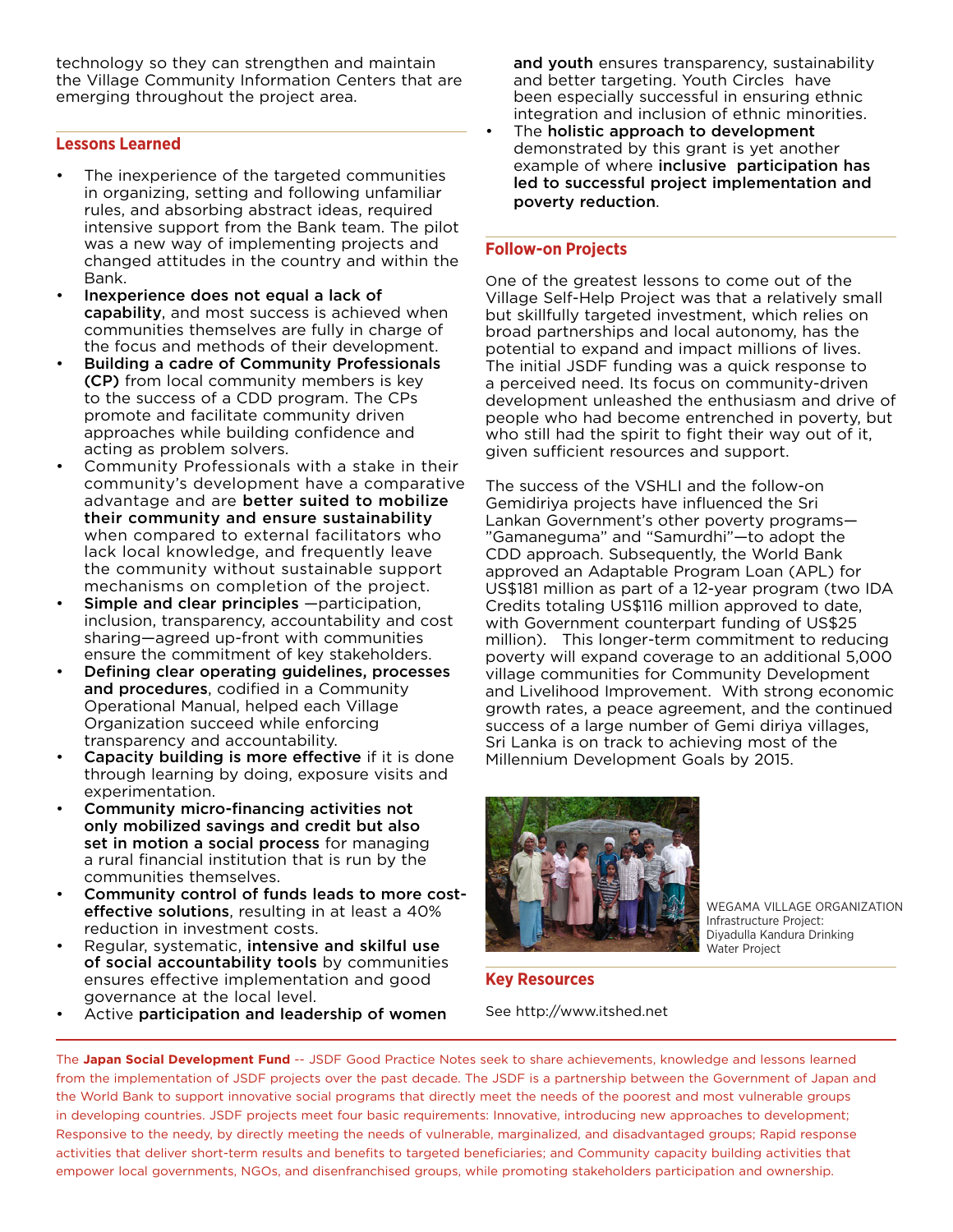technology so they can strengthen and maintain the Village Community Information Centers that are emerging throughout the project area.

## Lessons Learned

- The inexperience of the targeted communities in organizing, setting and following unfamiliar rules, and absorbing abstract ideas, required intensive support from the Bank team. The pilot was a new way of implementing projects and changed attitudes in the country and within the Bank.
- **Inexperience does not equal a lack of capability**, and most success is achieved when communities themselves are fully in charge of the focus and methods of their development.
- **Building a cadre of Community Professionals (CP)** from local community members is key to the success of a CDD program. The CPs promote and facilitate community driven approaches while building confidence and acting as problem solvers.
- Community Professionals with a stake in their community's development have a comparative advantage and are **better suited to mobilize their community and ensure sustainability** when compared to external facilitators who lack local knowledge, and frequently leave the community without sustainable support mechanisms on completion of the project.
- **Simple and clear principles** —participation, inclusion, transparency, accountability and cost sharing—agreed up-front with communities ensure the commitment of key stakeholders.
- **Defining clear operating guidelines, processes and procedures**, codified in a Community Operational Manual, helped each Village Organization succeed while enforcing transparency and accountability.
- **Capacity building is more effective** if it is done through learning by doing, exposure visits and experimentation.
- **Community micro-financing activities not only mobilized savings and credit but also set in motion a social process** for managing a rural financial institution that is run by the communities themselves.
- **Community control of funds leads to more cost-effective solutions**, resulting in at least a 40% reduction in investment costs.
- Regular, systematic, **intensive and skilful use of social accountability tools** by communities ensures effective implementation and good governance at the local level.
- Active **participation and leadership of women and youth** ensures transparency, sustainability and better targeting. Youth Circles have been especially successful in ensuring ethnic integration and inclusion of ethnic minorities.
- The **holistic approach to development** demonstrated by this grant is yet another example of where **inclusive participation has led to successful project implementation and poverty reduction**.

## Follow-on Projects

One of the greatest lessons to come out of the Village Self-Help Project was that a relatively small but skillfully targeted investment, which relies on broad partnerships and local autonomy, has the potential to expand and impact millions of lives. The initial JSDF funding was a quick response to a perceived need. Its focus on community-driven development unleashed the enthusiasm and drive of people who had become entrenched in poverty, but who still had the spirit to fight their way out of it, given sufficient resources and support.

The success of the VSHLI and the follow-on Gemidiriya projects have influenced the Sri Lankan Government's other poverty programs—"Gamaneguma" and "Samurdhi"—to adopt the CDD approach. Subsequently, the World Bank approved an Adaptable Program Loan (APL) for US$181 million as part of a 12-year program (two IDA Credits totaling US$116 million approved to date, with Government counterpart funding of US$25 million). This longer-term commitment to reducing poverty will expand coverage to an additional 5,000 village communities for Community Development and Livelihood Improvement. With strong economic growth rates, a peace agreement, and the continued success of a large number of Gemi diriya villages, Sri Lanka is on track to achieving most of the Millennium Development Goals by 2015.

WEGAMA VILLAGE ORGANIZATION
Infrastructure Project:
Diyadulla Kandura Drinking Water Project

## Key Resources

See http://www.itshed.net

The **Japan Social Development Fund** -- JSDF Good Practice Notes seek to share achievements, knowledge and lessons learned from the implementation of JSDF projects over the past decade. The JSDF is a partnership between the Government of Japan and the World Bank to support innovative social programs that directly meet the needs of the poorest and most vulnerable groups in developing countries. JSDF projects meet four basic requirements: Innovative, introducing new approaches to development; Responsive to the needy, by directly meeting the needs of vulnerable, marginalized, and disadvantaged groups; Rapid response activities that deliver short-term results and benefits to targeted beneficiaries; and Community capacity building activities that empower local governments, NGOs, and disenfranchised groups, while promoting stakeholders participation and ownership.